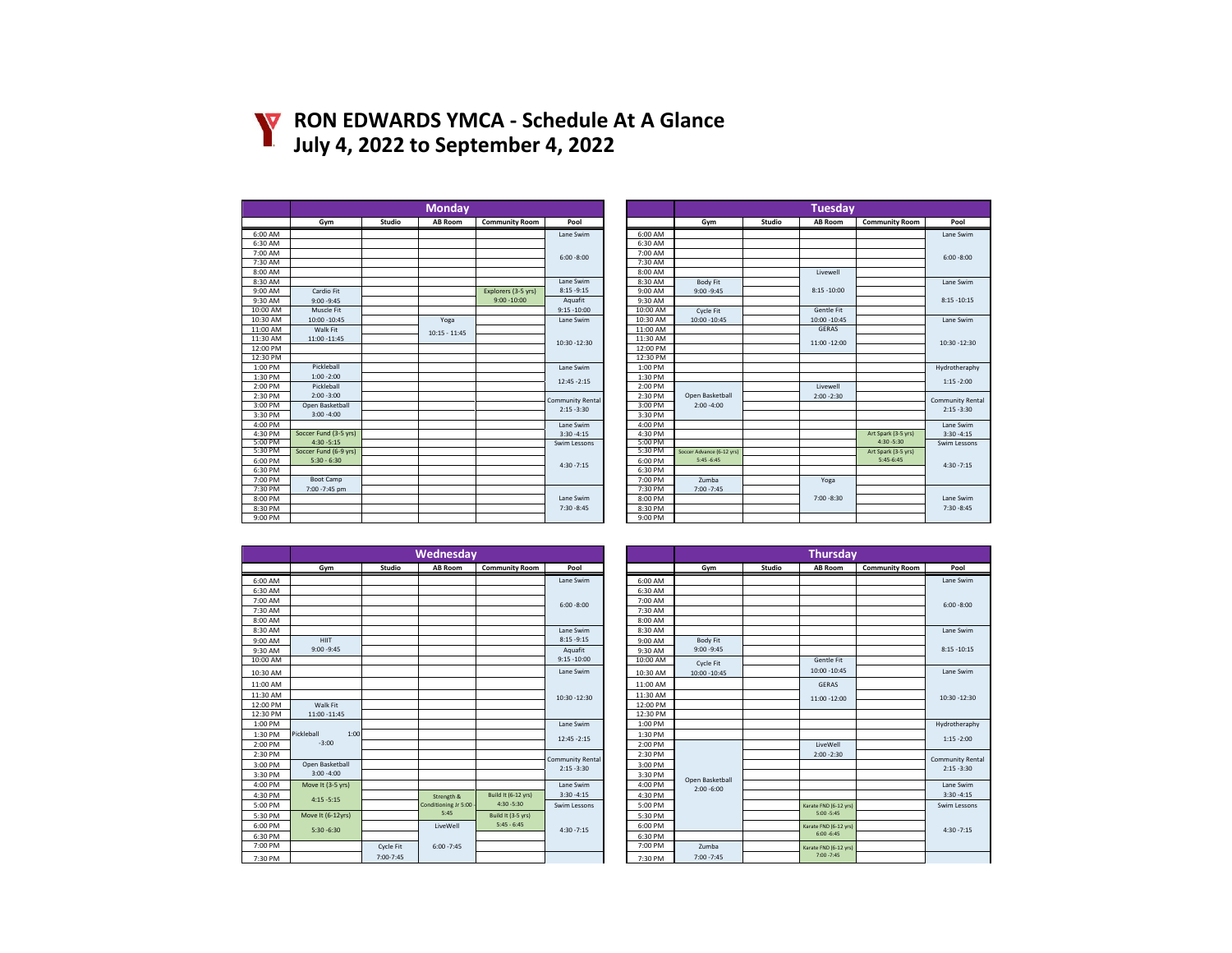# RON EDWARDS YMCA - Schedule At A Glance
# July 4, 2022 to September 4, 2022

## Monday

| | Gym | Studio | AB Room | Community Room | Pool |
|---|---|---|---|---|---|
| 6:00 AM | | | | | Lane Swim |
| 6:30 AM | | | | | |
| 7:00 AM | | | | | 6:00 -8:00 |
| 7:30 AM | | | | | |
| 8:00 AM | | | | | |
| 8:30 AM | | | | | Lane Swim |
| 9:00 AM | Cardio Fit | | | Explorers (3-5 yrs) | 8:15 -9:15 |
| 9:30 AM | 9:00 -9:45 | | | 9:00 -10:00 | Aquafit |
| 10:00 AM | Muscle Fit | | | | 9:15 -10:00 |
| 10:30 AM | 10:00 -10:45 | | Yoga | | Lane Swim |
| 11:00 AM | Walk Fit | | 10:15 - 11:45 | | |
| 11:30 AM | 11:00 -11:45 | | | | 10:30 -12:30 |
| 12:00 PM | | | | | |
| 12:30 PM | | | | | |
| 1:00 PM | Pickleball | | | | Lane Swim |
| 1:30 PM | 1:00 -2:00 | | | | 12:45 -2:15 |
| 2:00 PM | Pickleball | | | | |
| 2:30 PM | 2:00 -3:00 | | | | Community Rental |
| 3:00 PM | Open Basketball | | | | 2:15 -3:30 |
| 3:30 PM | 3:00 -4:00 | | | | |
| 4:00 PM | | | | | Lane Swim |
| 4:30 PM | Soccer Fund (3-5 yrs) | | | | 3:30 -4:15 |
| 5:00 PM | 4:30 -5:15 | | | | Swim Lessons |
| 5:30 PM | Soccer Fund (6-9 yrs) | | | | |
| 6:00 PM | 5:30 - 6:30 | | | | 4:30 -7:15 |
| 6:30 PM | | | | | |
| 7:00 PM | Boot Camp | | | | |
| 7:30 PM | 7:00 -7:45 pm | | | | |
| 8:00 PM | | | | | Lane Swim |
| 8:30 PM | | | | | 7:30 -8:45 |
| 9:00 PM | | | | | |

## Tuesday

| | Gym | Studio | AB Room | Community Room | Pool |
|---|---|---|---|---|---|
| 6:00 AM | | | | | Lane Swim |
| 6:30 AM | | | | | |
| 7:00 AM | | | | | 6:00 -8:00 |
| 7:30 AM | | | | | |
| 8:00 AM | | | Livewell | | |
| 8:30 AM | Body Fit | | | | Lane Swim |
| 9:00 AM | 9:00 -9:45 | | 8:15 -10:00 | | |
| 9:30 AM | | | | | 8:15 -10:15 |
| 10:00 AM | Cycle Fit | | Gentle Fit | | |
| 10:30 AM | 10:00 -10:45 | | 10:00 -10:45 | | Lane Swim |
| 11:00 AM | | | GERAS | | |
| 11:30 AM | | | 11:00 -12:00 | | 10:30 -12:30 |
| 12:00 PM | | | | | |
| 12:30 PM | | | | | |
| 1:00 PM | | | | | Hydrotheraphy |
| 1:30 PM | | | | | 1:15 -2:00 |
| 2:00 PM | | | Livewell | | |
| 2:30 PM | Open Basketball | | 2:00 -2:30 | | Community Rental |
| 3:00 PM | 2:00 -4:00 | | | | 2:15 -3:30 |
| 3:30 PM | | | | | |
| 4:00 PM | | | | | Lane Swim |
| 4:30 PM | | | | Art Spark (3-5 yrs) | 3:30 -4:15 |
| 5:00 PM | | | | 4:30 -5:30 | Swim Lessons |
| 5:30 PM | Soccer Advance (6-12 yrs) | | | Art Spark (3-5 yrs) | |
| 6:00 PM | 5:45 -6:45 | | | 5:45-6:45 | 4:30 -7:15 |
| 6:30 PM | | | | | |
| 7:00 PM | Zumba | | Yoga | | |
| 7:30 PM | 7:00 -7:45 | | | | |
| 8:00 PM | | | 7:00 -8:30 | | Lane Swim |
| 8:30 PM | | | | | 7:30 -8:45 |
| 9:00 PM | | | | | |

## Wednesday

| | Gym | Studio | AB Room | Community Room | Pool |
|---|---|---|---|---|---|
| 6:00 AM | | | | | Lane Swim |
| 6:30 AM | | | | | |
| 7:00 AM | | | | | 6:00 -8:00 |
| 7:30 AM | | | | | |
| 8:00 AM | | | | | |
| 8:30 AM | | | | | Lane Swim |
| 9:00 AM | HIIT | | | | 8:15 -9:15 |
| 9:30 AM | 9:00 -9:45 | | | | Aquafit |
| 10:00 AM | | | | | 9:15 -10:00 |
| 10:30 AM | | | | | Lane Swim |
| 11:00 AM | | | | | |
| 11:30 AM | | | | | 10:30 -12:30 |
| 12:00 PM | Walk Fit | | | | |
| 12:30 PM | 11:00 -11:45 | | | | |
| 1:00 PM | | | | | Lane Swim |
| 1:30 PM | Pickleball 1:00 | | | | 12:45 -2:15 |
| 2:00 PM | -3:00 | | | | |
| 2:30 PM | | | | | Community Rental |
| 3:00 PM | Open Basketball | | | | 2:15 -3:30 |
| 3:30 PM | 3:00 -4:00 | | | | |
| 4:00 PM | Move It (3-5 yrs) | | | | Lane Swim |
| 4:30 PM | 4:15 -5:15 | | Strength & | Build It (6-12 yrs) | 3:30 -4:15 |
| 5:00 PM | | | Conditioning Jr 5:00 - | 4:30 -5:30 | Swim Lessons |
| 5:30 PM | Move It (6-12yrs) | | 5:45 | Build It (3-5 yrs) | |
| 6:00 PM | 5:30 -6:30 | | LiveWell | 5:45 - 6:45 | 4:30 -7:15 |
| 6:30 PM | | | 6:00 -7:45 | | |
| 7:00 PM | | Cycle Fit | | | |
| 7:30 PM | | 7:00-7:45 | | | |

## Thursday

| | Gym | Studio | AB Room | Community Room | Pool |
|---|---|---|---|---|---|
| 6:00 AM | | | | | Lane Swim |
| 6:30 AM | | | | | |
| 7:00 AM | | | | | 6:00 -8:00 |
| 7:30 AM | | | | | |
| 8:00 AM | | | | | |
| 8:30 AM | | | | | Lane Swim |
| 9:00 AM | Body Fit | | | | |
| 9:30 AM | 9:00 -9:45 | | | | 8:15 -10:15 |
| 10:00 AM | Cycle Fit | | Gentle Fit | | |
| 10:30 AM | 10:00 -10:45 | | 10:00 -10:45 | | Lane Swim |
| 11:00 AM | | | GERAS | | |
| 11:30 AM | | | 11:00 -12:00 | | 10:30 -12:30 |
| 12:00 PM | | | | | |
| 12:30 PM | | | | | |
| 1:00 PM | | | | | Hydrotheraphy |
| 1:30 PM | | | | | 1:15 -2:00 |
| 2:00 PM | | | LiveWell | | |
| 2:30 PM | | | 2:00 -2:30 | | Community Rental |
| 3:00 PM | | | | | 2:15 -3:30 |
| 3:30 PM | Open Basketball | | | | |
| 4:00 PM | 2:00 -6:00 | | | | Lane Swim |
| 4:30 PM | | | | | 3:30 -4:15 |
| 5:00 PM | | | Karate FND (6-12 yrs) | | Swim Lessons |
| 5:30 PM | | | 5:00 -5:45 | | |
| 6:00 PM | | | Karate FND (6-12 yrs) | | 4:30 -7:15 |
| 6:30 PM | | | 6:00 -6:45 | | |
| 7:00 PM | Zumba | | Karate FND (6-12 yrs) | | |
| 7:30 PM | 7:00 -7:45 | | 7:00 -7:45 | | |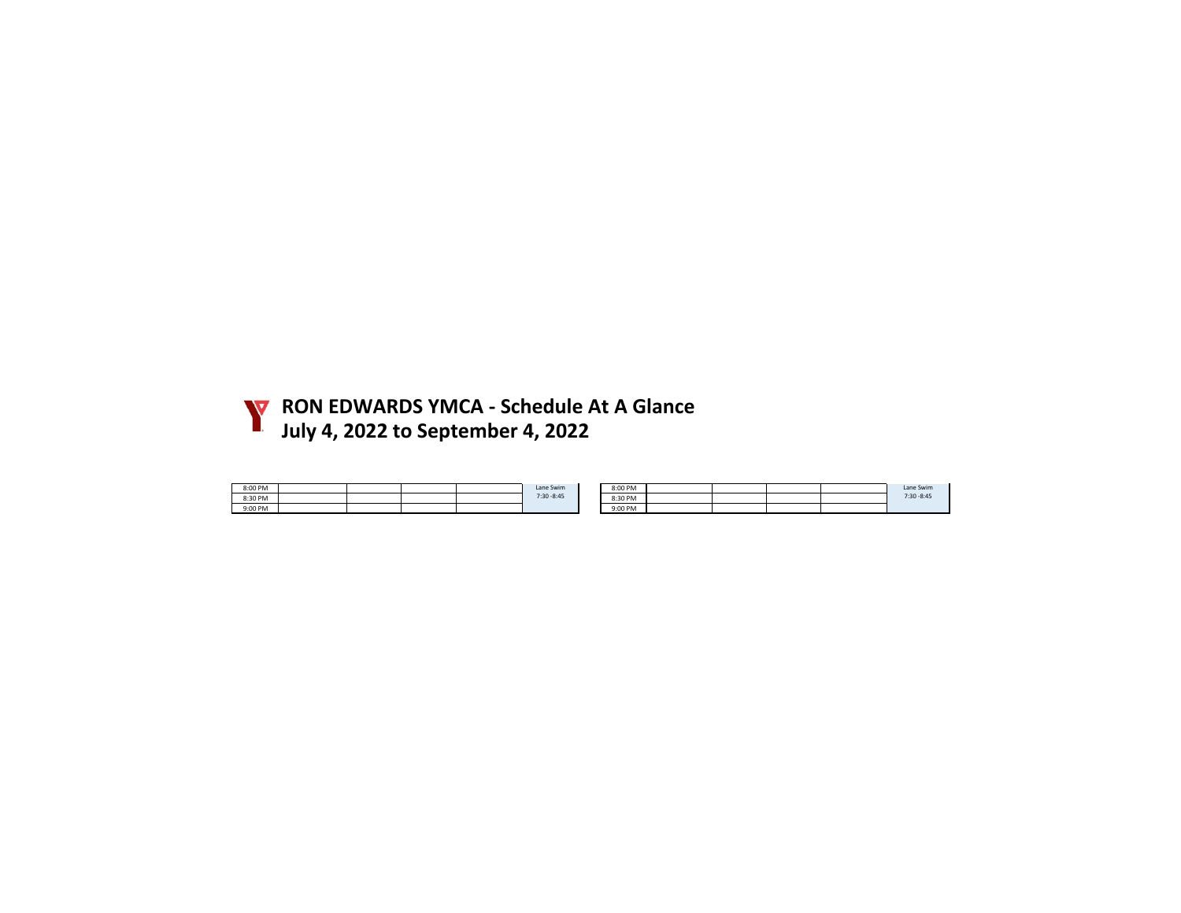# RON EDWARDS YMCA - Schedule At A Glance
# July 4, 2022 to September 4, 2022

| | | | | | |
|---|---|---|---|---|---|
| 8:00 PM | | | | | Lane Swim 7:30 -8:45 |
| 8:30 PM | | | | | |
| 9:00 PM | | | | | |

| | | | | | |
|---|---|---|---|---|---|
| 8:00 PM | | | | | Lane Swim 7:30 -8:45 |
| 8:30 PM | | | | | |
| 9:00 PM | | | | | |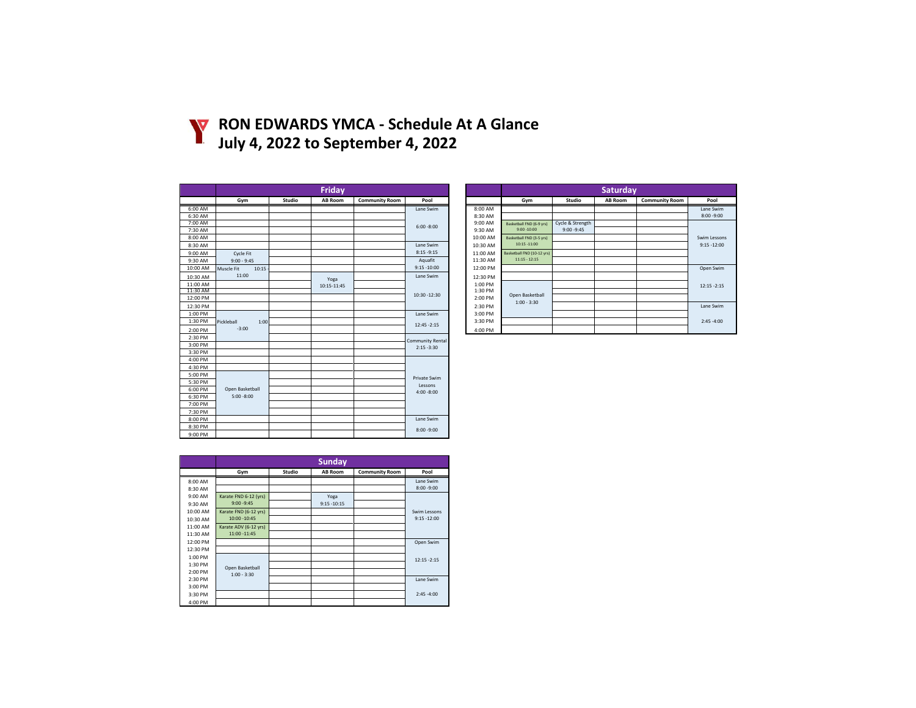# RON EDWARDS YMCA - Schedule At A Glance
# July 4, 2022 to September 4, 2022

| Friday | Gym | Studio | AB Room | Community Room | Pool |
|---|---|---|---|---|---|
| 6:00 AM | | | | | Lane Swim |
| 6:30 AM | | | | | |
| 7:00 AM | | | | | 6:00 -8:00 |
| 7:30 AM | | | | | |
| 8:00 AM | | | | | |
| 8:30 AM | | | | | Lane Swim |
| 9:00 AM | Cycle Fit | | | | 8:15 -9:15 |
| 9:30 AM | 9:00 - 9:45 | | | | Aquafit |
| 10:00 AM | Muscle Fit 10:15 - | | | | 9:15 -10:00 |
| 10:30 AM | 11:00 | | Yoga | | Lane Swim |
| 11:00 AM | | | 10:15-11:45 | | |
| 11:30 AM | | | | | |
| 12:00 PM | | | | | 10:30 -12:30 |
| 12:30 PM | | | | | |
| 1:00 PM | | | | | Lane Swim |
| 1:30 PM | Pickleball 1:00 | | | | 12:45 -2:15 |
| 2:00 PM | -3:00 | | | | |
| 2:30 PM | | | | | Community Rental |
| 3:00 PM | | | | | 2:15 -3:30 |
| 3:30 PM | | | | | |
| 4:00 PM | | | | | |
| 4:30 PM | | | | | |
| 5:00 PM | | | | | Private Swim |
| 5:30 PM | | | | | Lessons |
| 6:00 PM | Open Basketball | | | | 4:00 -8:00 |
| 6:30 PM | 5:00 -8:00 | | | | |
| 7:00 PM | | | | | |
| 7:30 PM | | | | | |
| 8:00 PM | | | | | Lane Swim |
| 8:30 PM | | | | | 8:00 -9:00 |
| 9:00 PM | | | | | |

| Saturday | Gym | Studio | AB Room | Community Room | Pool |
|---|---|---|---|---|---|
| 8:00 AM | | | | | Lane Swim |
| 8:30 AM | | | | | 8:00 -9:00 |
| 9:00 AM | Basketball FND (6-9 yrs) | Cycle & Strength | | | |
| 9:30 AM | 9:00 -10:00 | 9:00 -9:45 | | | |
| 10:00 AM | Basketball FND (3-5 yrs) | | | | Swim Lessons |
| 10:30 AM | 10:15 -11:00 | | | | 9:15 -12:00 |
| 11:00 AM | Basketball FND (10-12 yrs) | | | | |
| 11:30 AM | 11:15 - 12:15 | | | | |
| 12:00 PM | | | | | Open Swim |
| 12:30 PM | | | | | |
| 1:00 PM | | | | | 12:15 -2:15 |
| 1:30 PM | Open Basketball | | | | |
| 2:00 PM | 1:00 - 3:30 | | | | |
| 2:30 PM | | | | | Lane Swim |
| 3:00 PM | | | | | |
| 3:30 PM | | | | | 2:45 -4:00 |
| 4:00 PM | | | | | |

| Sunday | Gym | Studio | AB Room | Community Room | Pool |
|---|---|---|---|---|---|
| 8:00 AM | | | | | Lane Swim |
| 8:30 AM | | | | | 8:00 -9:00 |
| 9:00 AM | Karate FND 6-12 (yrs) | | Yoga | | |
| 9:30 AM | 9:00 -9:45 | | 9:15 -10:15 | | |
| 10:00 AM | Karate FND (6-12 yrs) | | | | Swim Lessons |
| 10:30 AM | 10:00 -10:45 | | | | 9:15 -12:00 |
| 11:00 AM | Karate ADV (6-12 yrs) | | | | |
| 11:30 AM | 11:00 -11:45 | | | | |
| 12:00 PM | | | | | Open Swim |
| 12:30 PM | | | | | |
| 1:00 PM | | | | | 12:15 -2:15 |
| 1:30 PM | Open Basketball | | | | |
| 2:00 PM | 1:00 - 3:30 | | | | |
| 2:30 PM | | | | | Lane Swim |
| 3:00 PM | | | | | |
| 3:30 PM | | | | | 2:45 -4:00 |
| 4:00 PM | | | | | |